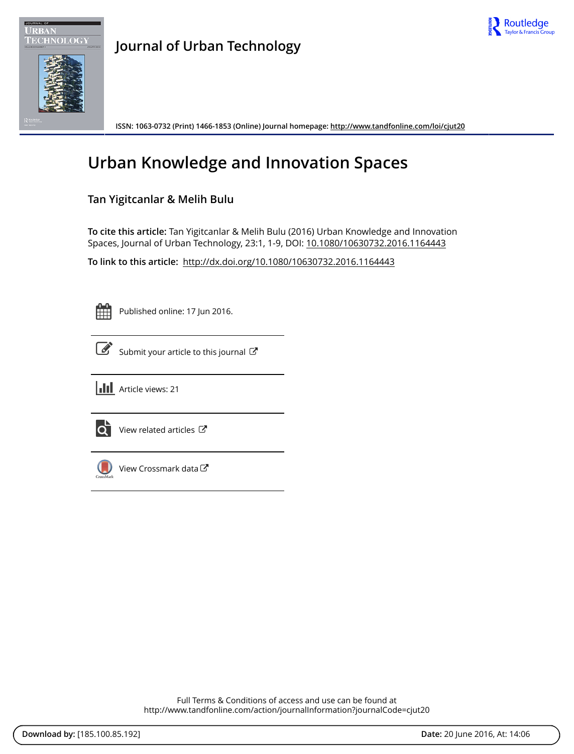# Journal of Urban Technology

ISSN: 1063-0732 (Print) 1466-1853 (Online) Journal homepage: http://www.tandfonline.com/loi/cjut20

# Urban Knowledge and Innovation Spaces

## Tan Yigitcanlar & Melih Bulu

**To cite this article:** Tan Yigitcanlar & Melih Bulu (2016) Urban Knowledge and Innovation Spaces, Journal of Urban Technology, 23:1, 1-9, DOI: 10.1080/10630732.2016.1164443

**To link to this article:** http://dx.doi.org/10.1080/10630732.2016.1164443

Published online: 17 Jun 2016.

Submit your article to this journal

Article views: 21

View related articles

View Crossmark data

Full Terms & Conditions of access and use can be found at
http://www.tandfonline.com/action/journalInformation?journalCode=cjut20

**Download by:** [185.100.85.192] **Date:** 20 June 2016, At: 14:06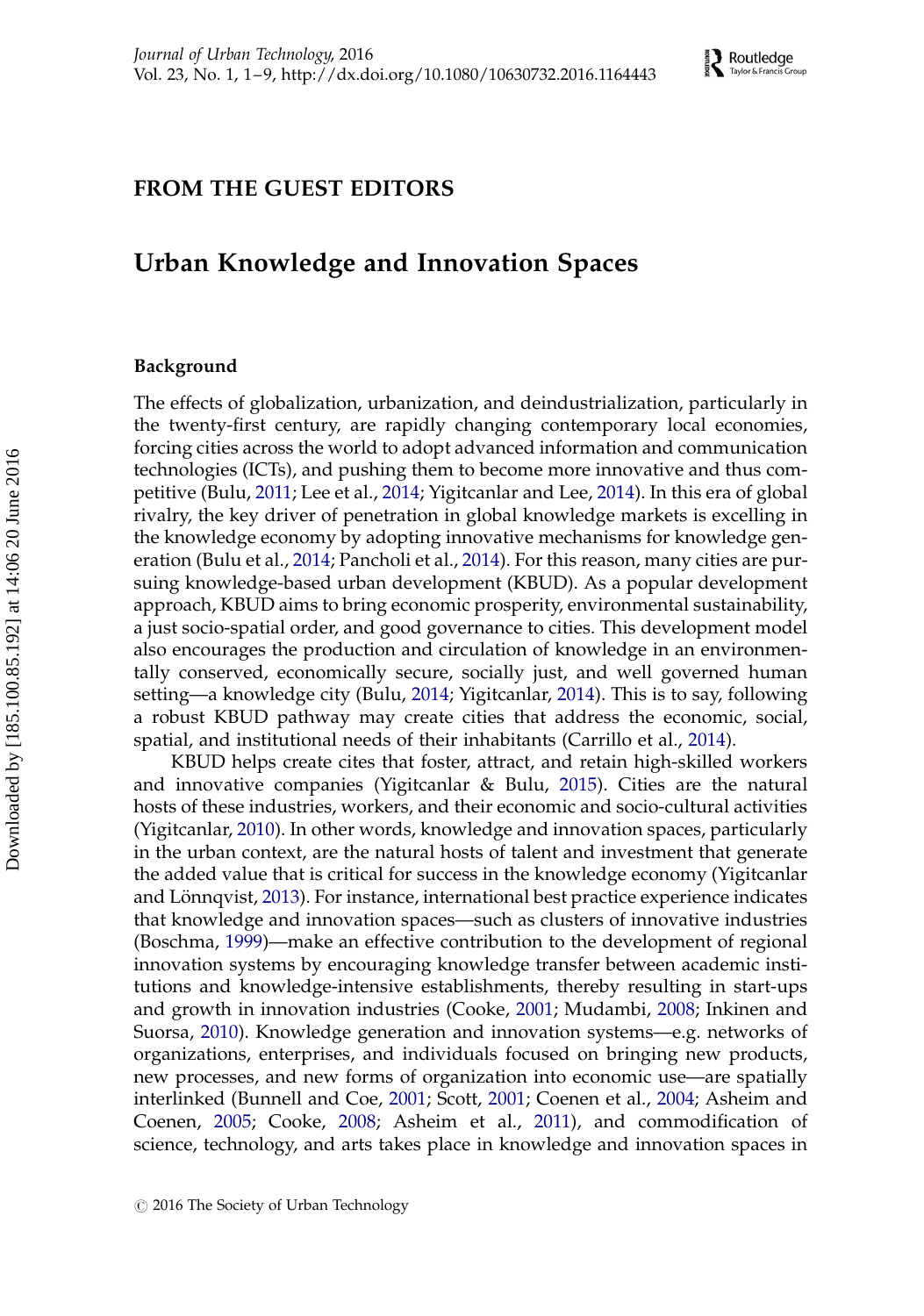## FROM THE GUEST EDITORS

# Urban Knowledge and Innovation Spaces

### Background

The effects of globalization, urbanization, and deindustrialization, particularly in the twenty-first century, are rapidly changing contemporary local economies, forcing cities across the world to adopt advanced information and communication technologies (ICTs), and pushing them to become more innovative and thus competitive (Bulu, 2011; Lee et al., 2014; Yigitcanlar and Lee, 2014). In this era of global rivalry, the key driver of penetration in global knowledge markets is excelling in the knowledge economy by adopting innovative mechanisms for knowledge generation (Bulu et al., 2014; Pancholi et al., 2014). For this reason, many cities are pursuing knowledge-based urban development (KBUD). As a popular development approach, KBUD aims to bring economic prosperity, environmental sustainability, a just socio-spatial order, and good governance to cities. This development model also encourages the production and circulation of knowledge in an environmentally conserved, economically secure, socially just, and well governed human setting—a knowledge city (Bulu, 2014; Yigitcanlar, 2014). This is to say, following a robust KBUD pathway may create cities that address the economic, social, spatial, and institutional needs of their inhabitants (Carrillo et al., 2014).

KBUD helps create cites that foster, attract, and retain high-skilled workers and innovative companies (Yigitcanlar & Bulu, 2015). Cities are the natural hosts of these industries, workers, and their economic and socio-cultural activities (Yigitcanlar, 2010). In other words, knowledge and innovation spaces, particularly in the urban context, are the natural hosts of talent and investment that generate the added value that is critical for success in the knowledge economy (Yigitcanlar and Lönnqvist, 2013). For instance, international best practice experience indicates that knowledge and innovation spaces—such as clusters of innovative industries (Boschma, 1999)—make an effective contribution to the development of regional innovation systems by encouraging knowledge transfer between academic institutions and knowledge-intensive establishments, thereby resulting in start-ups and growth in innovation industries (Cooke, 2001; Mudambi, 2008; Inkinen and Suorsa, 2010). Knowledge generation and innovation systems—e.g. networks of organizations, enterprises, and individuals focused on bringing new products, new processes, and new forms of organization into economic use—are spatially interlinked (Bunnell and Coe, 2001; Scott, 2001; Coenen et al., 2004; Asheim and Coenen, 2005; Cooke, 2008; Asheim et al., 2011), and commodification of science, technology, and arts takes place in knowledge and innovation spaces in

© 2016 The Society of Urban Technology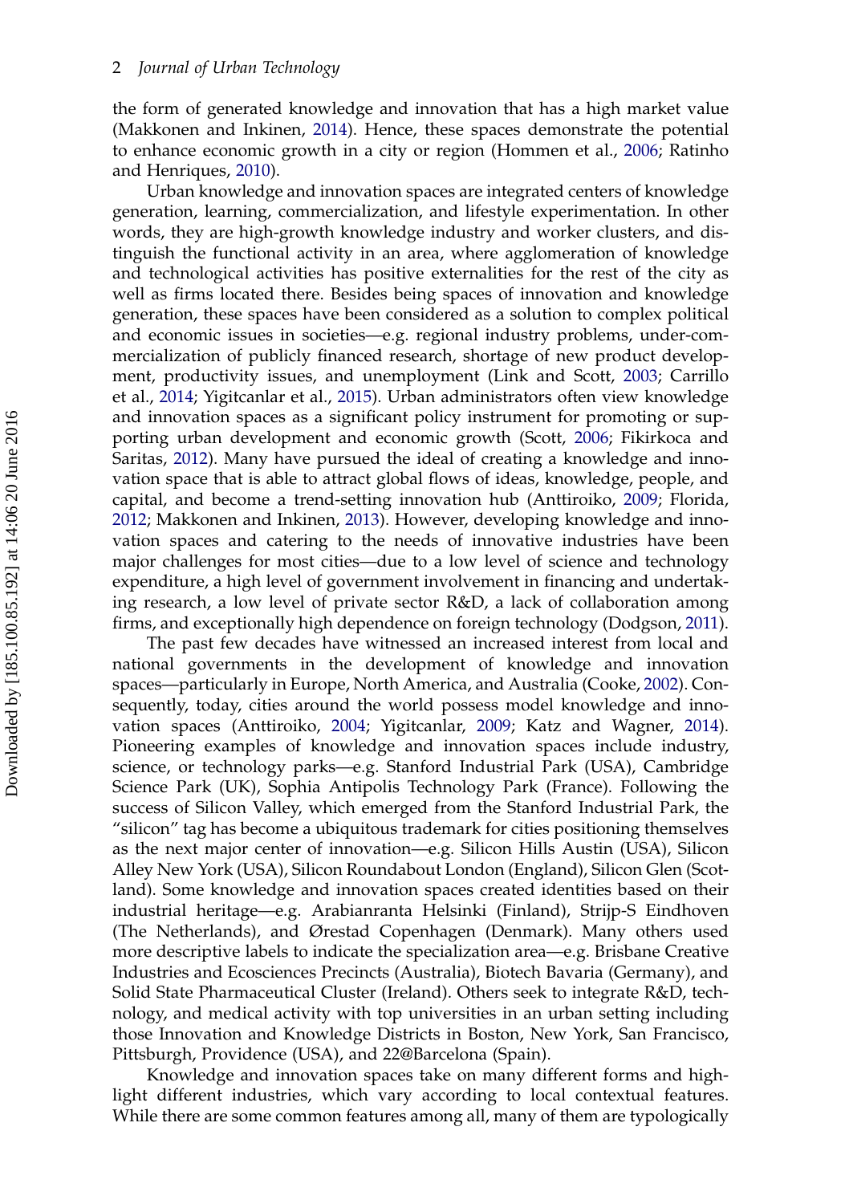the form of generated knowledge and innovation that has a high market value (Makkonen and Inkinen, 2014). Hence, these spaces demonstrate the potential to enhance economic growth in a city or region (Hommen et al., 2006; Ratinho and Henriques, 2010).

Urban knowledge and innovation spaces are integrated centers of knowledge generation, learning, commercialization, and lifestyle experimentation. In other words, they are high-growth knowledge industry and worker clusters, and distinguish the functional activity in an area, where agglomeration of knowledge and technological activities has positive externalities for the rest of the city as well as firms located there. Besides being spaces of innovation and knowledge generation, these spaces have been considered as a solution to complex political and economic issues in societies—e.g. regional industry problems, under-commercialization of publicly financed research, shortage of new product development, productivity issues, and unemployment (Link and Scott, 2003; Carrillo et al., 2014; Yigitcanlar et al., 2015). Urban administrators often view knowledge and innovation spaces as a significant policy instrument for promoting or supporting urban development and economic growth (Scott, 2006; Fikirkoca and Saritas, 2012). Many have pursued the ideal of creating a knowledge and innovation space that is able to attract global flows of ideas, knowledge, people, and capital, and become a trend-setting innovation hub (Anttiroiko, 2009; Florida, 2012; Makkonen and Inkinen, 2013). However, developing knowledge and innovation spaces and catering to the needs of innovative industries have been major challenges for most cities—due to a low level of science and technology expenditure, a high level of government involvement in financing and undertaking research, a low level of private sector R&D, a lack of collaboration among firms, and exceptionally high dependence on foreign technology (Dodgson, 2011).

The past few decades have witnessed an increased interest from local and national governments in the development of knowledge and innovation spaces—particularly in Europe, North America, and Australia (Cooke, 2002). Consequently, today, cities around the world possess model knowledge and innovation spaces (Anttiroiko, 2004; Yigitcanlar, 2009; Katz and Wagner, 2014). Pioneering examples of knowledge and innovation spaces include industry, science, or technology parks—e.g. Stanford Industrial Park (USA), Cambridge Science Park (UK), Sophia Antipolis Technology Park (France). Following the success of Silicon Valley, which emerged from the Stanford Industrial Park, the "silicon" tag has become a ubiquitous trademark for cities positioning themselves as the next major center of innovation—e.g. Silicon Hills Austin (USA), Silicon Alley New York (USA), Silicon Roundabout London (England), Silicon Glen (Scotland). Some knowledge and innovation spaces created identities based on their industrial heritage—e.g. Arabianranta Helsinki (Finland), Strijp-S Eindhoven (The Netherlands), and Ørestad Copenhagen (Denmark). Many others used more descriptive labels to indicate the specialization area—e.g. Brisbane Creative Industries and Ecosciences Precincts (Australia), Biotech Bavaria (Germany), and Solid State Pharmaceutical Cluster (Ireland). Others seek to integrate R&D, technology, and medical activity with top universities in an urban setting including those Innovation and Knowledge Districts in Boston, New York, San Francisco, Pittsburgh, Providence (USA), and 22@Barcelona (Spain).

Knowledge and innovation spaces take on many different forms and highlight different industries, which vary according to local contextual features. While there are some common features among all, many of them are typologically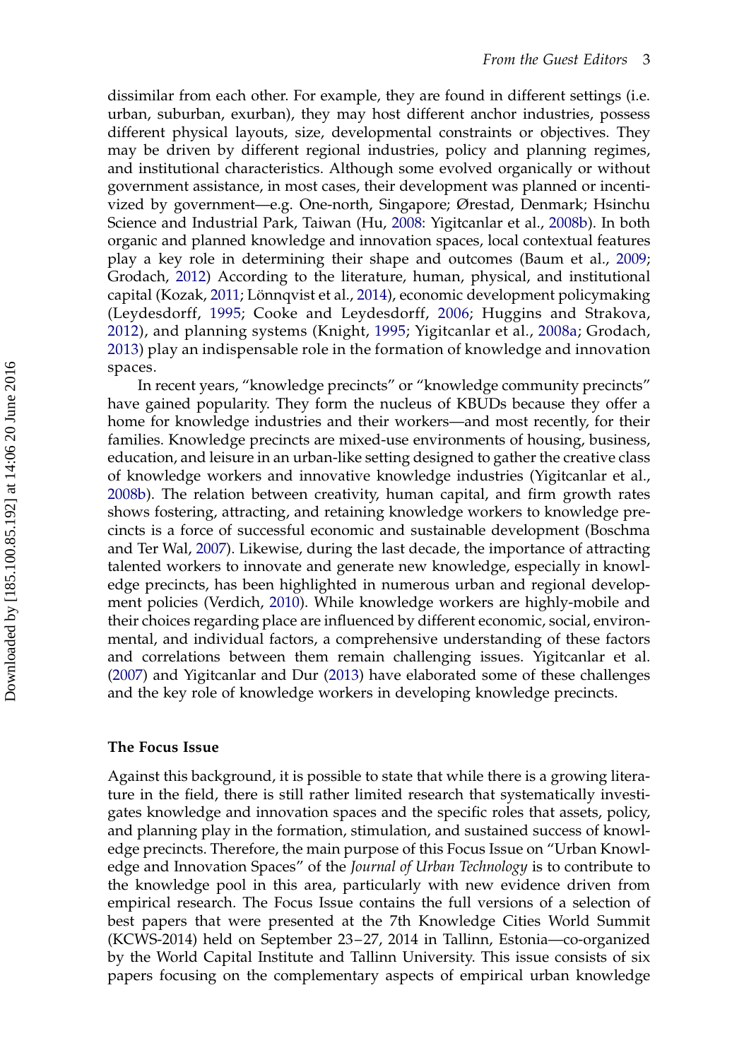dissimilar from each other. For example, they are found in different settings (i.e. urban, suburban, exurban), they may host different anchor industries, possess different physical layouts, size, developmental constraints or objectives. They may be driven by different regional industries, policy and planning regimes, and institutional characteristics. Although some evolved organically or without government assistance, in most cases, their development was planned or incentivized by government—e.g. One-north, Singapore; Ørestad, Denmark; Hsinchu Science and Industrial Park, Taiwan (Hu, 2008: Yigitcanlar et al., 2008b). In both organic and planned knowledge and innovation spaces, local contextual features play a key role in determining their shape and outcomes (Baum et al., 2009; Grodach, 2012) According to the literature, human, physical, and institutional capital (Kozak, 2011; Lönnqvist et al., 2014), economic development policymaking (Leydesdorff, 1995; Cooke and Leydesdorff, 2006; Huggins and Strakova, 2012), and planning systems (Knight, 1995; Yigitcanlar et al., 2008a; Grodach, 2013) play an indispensable role in the formation of knowledge and innovation spaces.

In recent years, "knowledge precincts" or "knowledge community precincts" have gained popularity. They form the nucleus of KBUDs because they offer a home for knowledge industries and their workers—and most recently, for their families. Knowledge precincts are mixed-use environments of housing, business, education, and leisure in an urban-like setting designed to gather the creative class of knowledge workers and innovative knowledge industries (Yigitcanlar et al., 2008b). The relation between creativity, human capital, and firm growth rates shows fostering, attracting, and retaining knowledge workers to knowledge precincts is a force of successful economic and sustainable development (Boschma and Ter Wal, 2007). Likewise, during the last decade, the importance of attracting talented workers to innovate and generate new knowledge, especially in knowledge precincts, has been highlighted in numerous urban and regional development policies (Verdich, 2010). While knowledge workers are highly-mobile and their choices regarding place are influenced by different economic, social, environmental, and individual factors, a comprehensive understanding of these factors and correlations between them remain challenging issues. Yigitcanlar et al. (2007) and Yigitcanlar and Dur (2013) have elaborated some of these challenges and the key role of knowledge workers in developing knowledge precincts.

## The Focus Issue

Against this background, it is possible to state that while there is a growing literature in the field, there is still rather limited research that systematically investigates knowledge and innovation spaces and the specific roles that assets, policy, and planning play in the formation, stimulation, and sustained success of knowledge precincts. Therefore, the main purpose of this Focus Issue on "Urban Knowledge and Innovation Spaces" of the *Journal of Urban Technology* is to contribute to the knowledge pool in this area, particularly with new evidence driven from empirical research. The Focus Issue contains the full versions of a selection of best papers that were presented at the 7th Knowledge Cities World Summit (KCWS-2014) held on September 23–27, 2014 in Tallinn, Estonia—co-organized by the World Capital Institute and Tallinn University. This issue consists of six papers focusing on the complementary aspects of empirical urban knowledge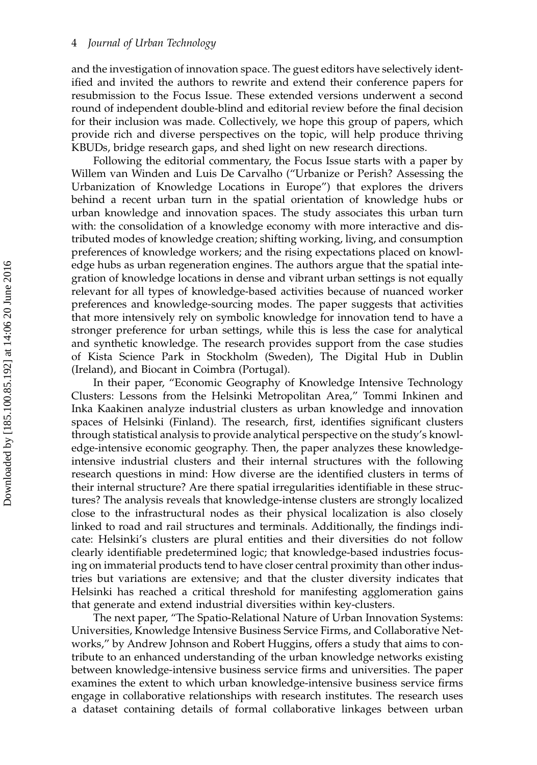and the investigation of innovation space. The guest editors have selectively identified and invited the authors to rewrite and extend their conference papers for resubmission to the Focus Issue. These extended versions underwent a second round of independent double-blind and editorial review before the final decision for their inclusion was made. Collectively, we hope this group of papers, which provide rich and diverse perspectives on the topic, will help produce thriving KBUDs, bridge research gaps, and shed light on new research directions.

Following the editorial commentary, the Focus Issue starts with a paper by Willem van Winden and Luis De Carvalho ("Urbanize or Perish? Assessing the Urbanization of Knowledge Locations in Europe") that explores the drivers behind a recent urban turn in the spatial orientation of knowledge hubs or urban knowledge and innovation spaces. The study associates this urban turn with: the consolidation of a knowledge economy with more interactive and distributed modes of knowledge creation; shifting working, living, and consumption preferences of knowledge workers; and the rising expectations placed on knowledge hubs as urban regeneration engines. The authors argue that the spatial integration of knowledge locations in dense and vibrant urban settings is not equally relevant for all types of knowledge-based activities because of nuanced worker preferences and knowledge-sourcing modes. The paper suggests that activities that more intensively rely on symbolic knowledge for innovation tend to have a stronger preference for urban settings, while this is less the case for analytical and synthetic knowledge. The research provides support from the case studies of Kista Science Park in Stockholm (Sweden), The Digital Hub in Dublin (Ireland), and Biocant in Coimbra (Portugal).

In their paper, "Economic Geography of Knowledge Intensive Technology Clusters: Lessons from the Helsinki Metropolitan Area," Tommi Inkinen and Inka Kaakinen analyze industrial clusters as urban knowledge and innovation spaces of Helsinki (Finland). The research, first, identifies significant clusters through statistical analysis to provide analytical perspective on the study's knowledge-intensive economic geography. Then, the paper analyzes these knowledge-intensive industrial clusters and their internal structures with the following research questions in mind: How diverse are the identified clusters in terms of their internal structure? Are there spatial irregularities identifiable in these structures? The analysis reveals that knowledge-intense clusters are strongly localized close to the infrastructural nodes as their physical localization is also closely linked to road and rail structures and terminals. Additionally, the findings indicate: Helsinki's clusters are plural entities and their diversities do not follow clearly identifiable predetermined logic; that knowledge-based industries focusing on immaterial products tend to have closer central proximity than other industries but variations are extensive; and that the cluster diversity indicates that Helsinki has reached a critical threshold for manifesting agglomeration gains that generate and extend industrial diversities within key-clusters.

The next paper, "The Spatio-Relational Nature of Urban Innovation Systems: Universities, Knowledge Intensive Business Service Firms, and Collaborative Networks," by Andrew Johnson and Robert Huggins, offers a study that aims to contribute to an enhanced understanding of the urban knowledge networks existing between knowledge-intensive business service firms and universities. The paper examines the extent to which urban knowledge-intensive business service firms engage in collaborative relationships with research institutes. The research uses a dataset containing details of formal collaborative linkages between urban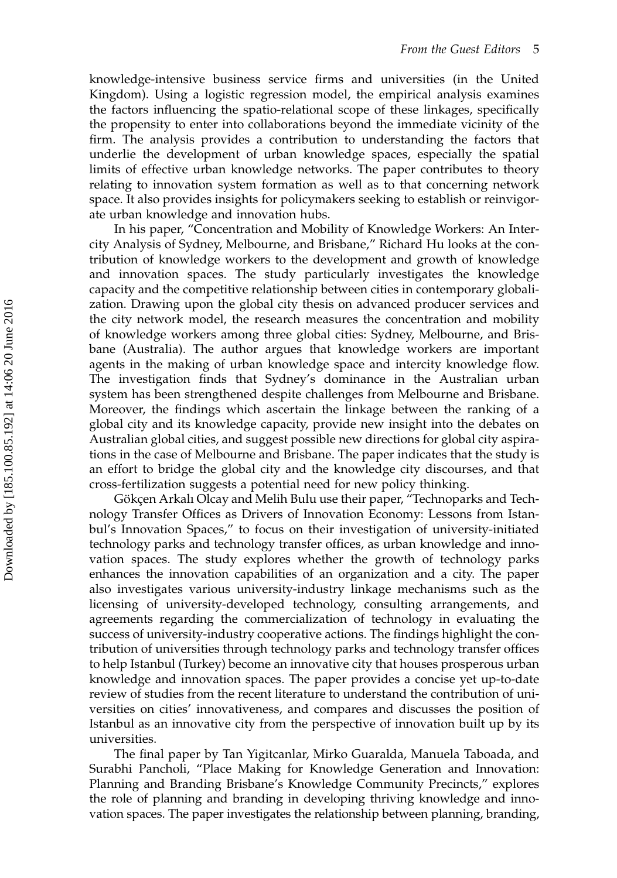knowledge-intensive business service firms and universities (in the United Kingdom). Using a logistic regression model, the empirical analysis examines the factors influencing the spatio-relational scope of these linkages, specifically the propensity to enter into collaborations beyond the immediate vicinity of the firm. The analysis provides a contribution to understanding the factors that underlie the development of urban knowledge spaces, especially the spatial limits of effective urban knowledge networks. The paper contributes to theory relating to innovation system formation as well as to that concerning network space. It also provides insights for policymakers seeking to establish or reinvigorate urban knowledge and innovation hubs.

In his paper, "Concentration and Mobility of Knowledge Workers: An Intercity Analysis of Sydney, Melbourne, and Brisbane," Richard Hu looks at the contribution of knowledge workers to the development and growth of knowledge and innovation spaces. The study particularly investigates the knowledge capacity and the competitive relationship between cities in contemporary globalization. Drawing upon the global city thesis on advanced producer services and the city network model, the research measures the concentration and mobility of knowledge workers among three global cities: Sydney, Melbourne, and Brisbane (Australia). The author argues that knowledge workers are important agents in the making of urban knowledge space and intercity knowledge flow. The investigation finds that Sydney's dominance in the Australian urban system has been strengthened despite challenges from Melbourne and Brisbane. Moreover, the findings which ascertain the linkage between the ranking of a global city and its knowledge capacity, provide new insight into the debates on Australian global cities, and suggest possible new directions for global city aspirations in the case of Melbourne and Brisbane. The paper indicates that the study is an effort to bridge the global city and the knowledge city discourses, and that cross-fertilization suggests a potential need for new policy thinking.

Gökçen Arkalı Olcay and Melih Bulu use their paper, "Technoparks and Technology Transfer Offices as Drivers of Innovation Economy: Lessons from Istanbul's Innovation Spaces," to focus on their investigation of university-initiated technology parks and technology transfer offices, as urban knowledge and innovation spaces. The study explores whether the growth of technology parks enhances the innovation capabilities of an organization and a city. The paper also investigates various university-industry linkage mechanisms such as the licensing of university-developed technology, consulting arrangements, and agreements regarding the commercialization of technology in evaluating the success of university-industry cooperative actions. The findings highlight the contribution of universities through technology parks and technology transfer offices to help Istanbul (Turkey) become an innovative city that houses prosperous urban knowledge and innovation spaces. The paper provides a concise yet up-to-date review of studies from the recent literature to understand the contribution of universities on cities' innovativeness, and compares and discusses the position of Istanbul as an innovative city from the perspective of innovation built up by its universities.

The final paper by Tan Yigitcanlar, Mirko Guaralda, Manuela Taboada, and Surabhi Pancholi, "Place Making for Knowledge Generation and Innovation: Planning and Branding Brisbane's Knowledge Community Precincts," explores the role of planning and branding in developing thriving knowledge and innovation spaces. The paper investigates the relationship between planning, branding,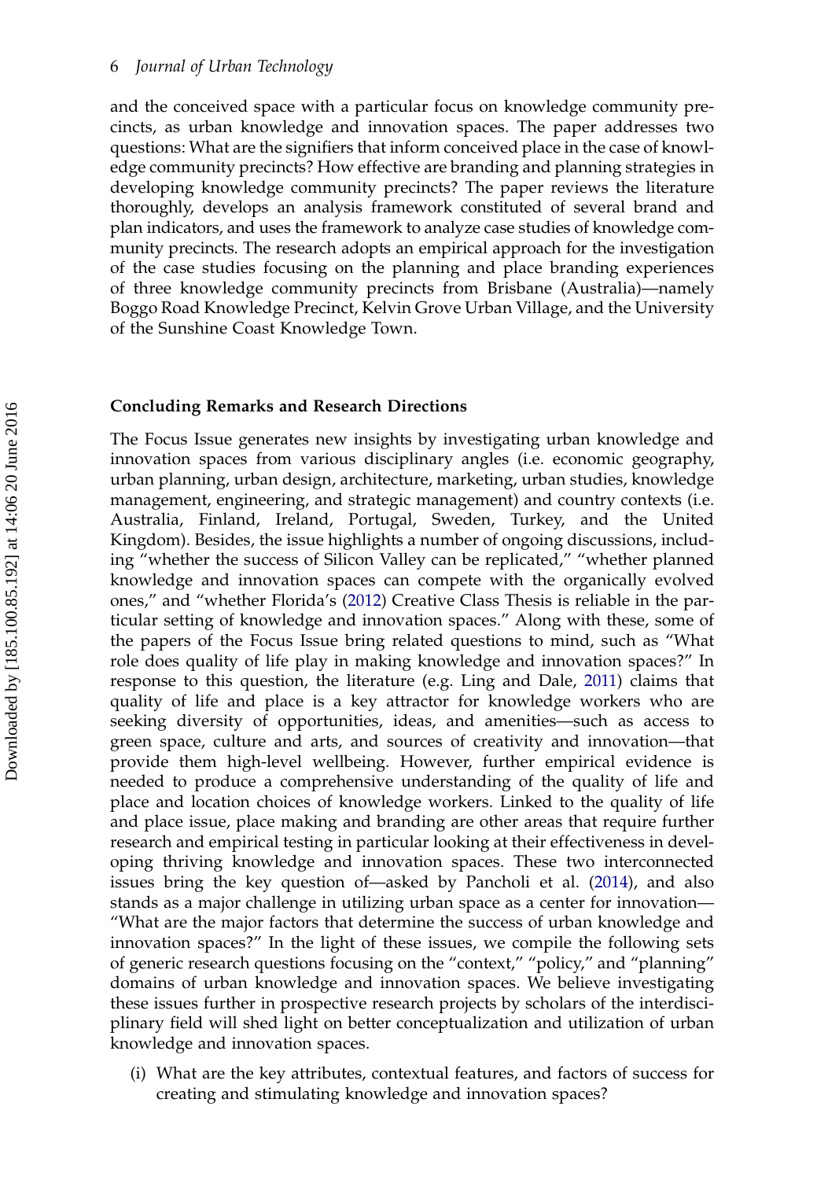and the conceived space with a particular focus on knowledge community precincts, as urban knowledge and innovation spaces. The paper addresses two questions: What are the signifiers that inform conceived place in the case of knowledge community precincts? How effective are branding and planning strategies in developing knowledge community precincts? The paper reviews the literature thoroughly, develops an analysis framework constituted of several brand and plan indicators, and uses the framework to analyze case studies of knowledge community precincts. The research adopts an empirical approach for the investigation of the case studies focusing on the planning and place branding experiences of three knowledge community precincts from Brisbane (Australia)—namely Boggo Road Knowledge Precinct, Kelvin Grove Urban Village, and the University of the Sunshine Coast Knowledge Town.

## Concluding Remarks and Research Directions

The Focus Issue generates new insights by investigating urban knowledge and innovation spaces from various disciplinary angles (i.e. economic geography, urban planning, urban design, architecture, marketing, urban studies, knowledge management, engineering, and strategic management) and country contexts (i.e. Australia, Finland, Ireland, Portugal, Sweden, Turkey, and the United Kingdom). Besides, the issue highlights a number of ongoing discussions, including "whether the success of Silicon Valley can be replicated," "whether planned knowledge and innovation spaces can compete with the organically evolved ones," and "whether Florida's (2012) Creative Class Thesis is reliable in the particular setting of knowledge and innovation spaces." Along with these, some of the papers of the Focus Issue bring related questions to mind, such as "What role does quality of life play in making knowledge and innovation spaces?" In response to this question, the literature (e.g. Ling and Dale, 2011) claims that quality of life and place is a key attractor for knowledge workers who are seeking diversity of opportunities, ideas, and amenities—such as access to green space, culture and arts, and sources of creativity and innovation—that provide them high-level wellbeing. However, further empirical evidence is needed to produce a comprehensive understanding of the quality of life and place and location choices of knowledge workers. Linked to the quality of life and place issue, place making and branding are other areas that require further research and empirical testing in particular looking at their effectiveness in developing thriving knowledge and innovation spaces. These two interconnected issues bring the key question of—asked by Pancholi et al. (2014), and also stands as a major challenge in utilizing urban space as a center for innovation—"What are the major factors that determine the success of urban knowledge and innovation spaces?" In the light of these issues, we compile the following sets of generic research questions focusing on the "context," "policy," and "planning" domains of urban knowledge and innovation spaces. We believe investigating these issues further in prospective research projects by scholars of the interdisciplinary field will shed light on better conceptualization and utilization of urban knowledge and innovation spaces.

(i) What are the key attributes, contextual features, and factors of success for creating and stimulating knowledge and innovation spaces?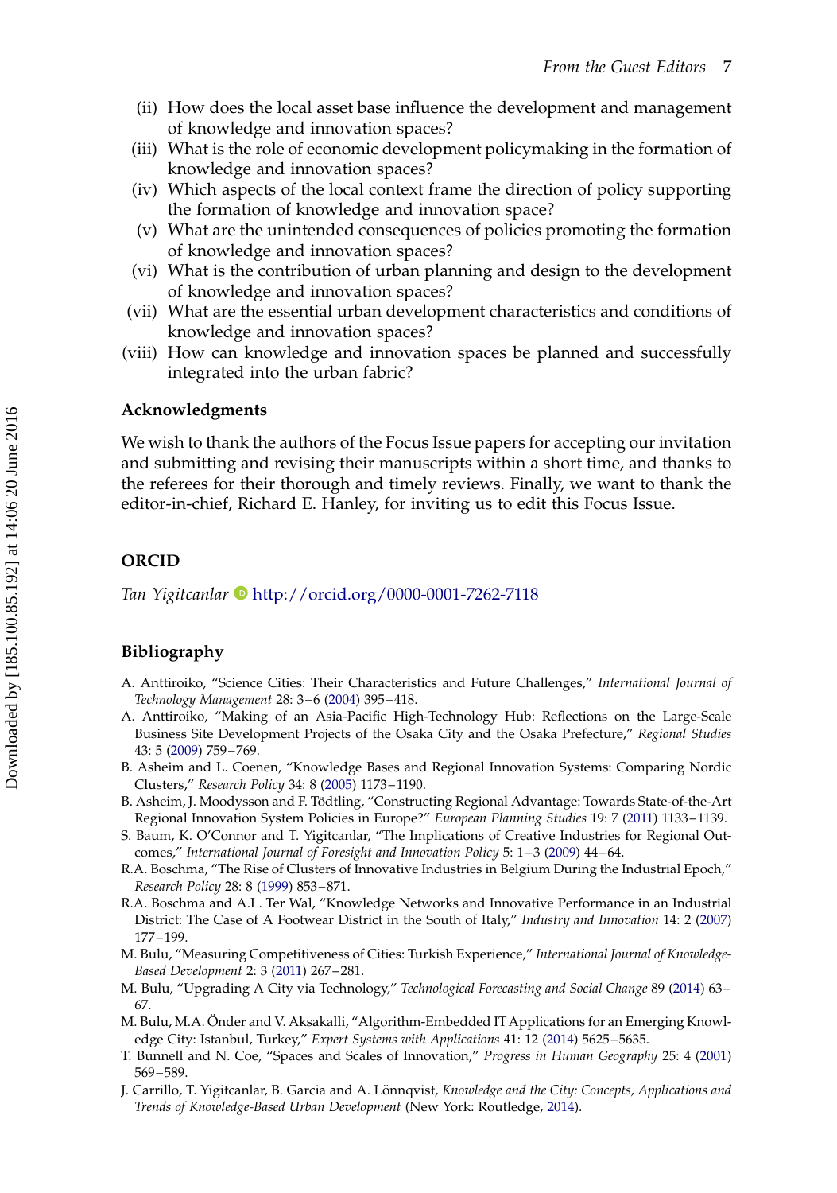(ii) How does the local asset base influence the development and management of knowledge and innovation spaces?
(iii) What is the role of economic development policymaking in the formation of knowledge and innovation spaces?
(iv) Which aspects of the local context frame the direction of policy supporting the formation of knowledge and innovation space?
(v) What are the unintended consequences of policies promoting the formation of knowledge and innovation spaces?
(vi) What is the contribution of urban planning and design to the development of knowledge and innovation spaces?
(vii) What are the essential urban development characteristics and conditions of knowledge and innovation spaces?
(viii) How can knowledge and innovation spaces be planned and successfully integrated into the urban fabric?

## Acknowledgments

We wish to thank the authors of the Focus Issue papers for accepting our invitation and submitting and revising their manuscripts within a short time, and thanks to the referees for their thorough and timely reviews. Finally, we want to thank the editor-in-chief, Richard E. Hanley, for inviting us to edit this Focus Issue.

## ORCID

*Tan Yigitcanlar* http://orcid.org/0000-0001-7262-7118

## Bibliography

A. Anttiroiko, "Science Cities: Their Characteristics and Future Challenges," *International Journal of Technology Management* 28: 3–6 (2004) 395–418.

A. Anttiroiko, "Making of an Asia-Pacific High-Technology Hub: Reflections on the Large-Scale Business Site Development Projects of the Osaka City and the Osaka Prefecture," *Regional Studies* 43: 5 (2009) 759–769.

B. Asheim and L. Coenen, "Knowledge Bases and Regional Innovation Systems: Comparing Nordic Clusters," *Research Policy* 34: 8 (2005) 1173–1190.

B. Asheim, J. Moodysson and F. Tödtling, "Constructing Regional Advantage: Towards State-of-the-Art Regional Innovation System Policies in Europe?" *European Planning Studies* 19: 7 (2011) 1133–1139.

S. Baum, K. O'Connor and T. Yigitcanlar, "The Implications of Creative Industries for Regional Outcomes," *International Journal of Foresight and Innovation Policy* 5: 1–3 (2009) 44–64.

R.A. Boschma, "The Rise of Clusters of Innovative Industries in Belgium During the Industrial Epoch," *Research Policy* 28: 8 (1999) 853–871.

R.A. Boschma and A.L. Ter Wal, "Knowledge Networks and Innovative Performance in an Industrial District: The Case of A Footwear District in the South of Italy," *Industry and Innovation* 14: 2 (2007) 177–199.

M. Bulu, "Measuring Competitiveness of Cities: Turkish Experience," *International Journal of Knowledge-Based Development* 2: 3 (2011) 267–281.

M. Bulu, "Upgrading A City via Technology," *Technological Forecasting and Social Change* 89 (2014) 63–67.

M. Bulu, M.A. Önder and V. Aksakalli, "Algorithm-Embedded IT Applications for an Emerging Knowledge City: Istanbul, Turkey," *Expert Systems with Applications* 41: 12 (2014) 5625–5635.

T. Bunnell and N. Coe, "Spaces and Scales of Innovation," *Progress in Human Geography* 25: 4 (2001) 569–589.

J. Carrillo, T. Yigitcanlar, B. Garcia and A. Lönnqvist, *Knowledge and the City: Concepts, Applications and Trends of Knowledge-Based Urban Development* (New York: Routledge, 2014).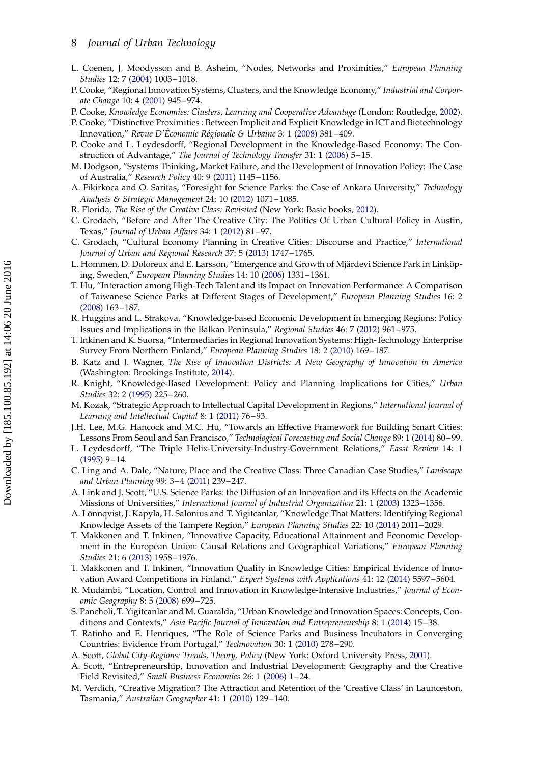L. Coenen, J. Moodysson and B. Asheim, "Nodes, Networks and Proximities," *European Planning Studies* 12: 7 (2004) 1003–1018.

P. Cooke, "Regional Innovation Systems, Clusters, and the Knowledge Economy," *Industrial and Corporate Change* 10: 4 (2001) 945–974.

P. Cooke, *Knowledge Economies: Clusters, Learning and Cooperative Advantage* (London: Routledge, 2002).

P. Cooke, "Distinctive Proximities : Between Implicit and Explicit Knowledge in ICT and Biotechnology Innovation," *Revue D'Économie Régionale & Urbaine* 3: 1 (2008) 381–409.

P. Cooke and L. Leydesdorff, "Regional Development in the Knowledge-Based Economy: The Construction of Advantage," *The Journal of Technology Transfer* 31: 1 (2006) 5–15.

M. Dodgson, "Systems Thinking, Market Failure, and the Development of Innovation Policy: The Case of Australia," *Research Policy* 40: 9 (2011) 1145–1156.

A. Fikirkoca and O. Saritas, "Foresight for Science Parks: the Case of Ankara University," *Technology Analysis & Strategic Management* 24: 10 (2012) 1071–1085.

R. Florida, *The Rise of the Creative Class: Revisited* (New York: Basic books, 2012).

C. Grodach, "Before and After The Creative City: The Politics Of Urban Cultural Policy in Austin, Texas," *Journal of Urban Affairs* 34: 1 (2012) 81–97.

C. Grodach, "Cultural Economy Planning in Creative Cities: Discourse and Practice," *International Journal of Urban and Regional Research* 37: 5 (2013) 1747–1765.

L. Hommen, D. Doloreux and E. Larsson, "Emergence and Growth of Mjärdevi Science Park in Linköping, Sweden," *European Planning Studies* 14: 10 (2006) 1331–1361.

T. Hu, "Interaction among High-Tech Talent and its Impact on Innovation Performance: A Comparison of Taiwanese Science Parks at Different Stages of Development," *European Planning Studies* 16: 2 (2008) 163–187.

R. Huggins and L. Strakova, "Knowledge-based Economic Development in Emerging Regions: Policy Issues and Implications in the Balkan Peninsula," *Regional Studies* 46: 7 (2012) 961–975.

T. Inkinen and K. Suorsa, "Intermediaries in Regional Innovation Systems: High-Technology Enterprise Survey From Northern Finland," *European Planning Studies* 18: 2 (2010) 169–187.

B. Katz and J. Wagner, *The Rise of Innovation Districts: A New Geography of Innovation in America* (Washington: Brookings Institute, 2014).

R. Knight, "Knowledge-Based Development: Policy and Planning Implications for Cities," *Urban Studies* 32: 2 (1995) 225–260.

M. Kozak, "Strategic Approach to Intellectual Capital Development in Regions," *International Journal of Learning and Intellectual Capital* 8: 1 (2011) 76–93.

J.H. Lee, M.G. Hancock and M.C. Hu, "Towards an Effective Framework for Building Smart Cities: Lessons From Seoul and San Francisco," *Technological Forecasting and Social Change* 89: 1 (2014) 80–99.

L. Leydesdorff, "The Triple Helix-University-Industry-Government Relations," *Easst Review* 14: 1 (1995) 9–14.

C. Ling and A. Dale, "Nature, Place and the Creative Class: Three Canadian Case Studies," *Landscape and Urban Planning* 99: 3–4 (2011) 239–247.

A. Link and J. Scott, "U.S. Science Parks: the Diffusion of an Innovation and its Effects on the Academic Missions of Universities," *International Journal of Industrial Organization* 21: 1 (2003) 1323–1356.

A. Lönnqvist, J. Kapyla, H. Salonius and T. Yigitcanlar, "Knowledge That Matters: Identifying Regional Knowledge Assets of the Tampere Region," *European Planning Studies* 22: 10 (2014) 2011–2029.

T. Makkonen and T. Inkinen, "Innovative Capacity, Educational Attainment and Economic Development in the European Union: Causal Relations and Geographical Variations," *European Planning Studies* 21: 6 (2013) 1958–1976.

T. Makkonen and T. Inkinen, "Innovation Quality in Knowledge Cities: Empirical Evidence of Innovation Award Competitions in Finland," *Expert Systems with Applications* 41: 12 (2014) 5597–5604.

R. Mudambi, "Location, Control and Innovation in Knowledge-Intensive Industries," *Journal of Economic Geography* 8: 5 (2008) 699–725.

S. Pancholi, T. Yigitcanlar and M. Guaralda, "Urban Knowledge and Innovation Spaces: Concepts, Conditions and Contexts," *Asia Pacific Journal of Innovation and Entrepreneurship* 8: 1 (2014) 15–38.

T. Ratinho and E. Henriques, "The Role of Science Parks and Business Incubators in Converging Countries: Evidence From Portugal," *Technovation* 30: 1 (2010) 278–290.

A. Scott, *Global City-Regions: Trends, Theory, Policy* (New York: Oxford University Press, 2001).

A. Scott, "Entrepreneurship, Innovation and Industrial Development: Geography and the Creative Field Revisited," *Small Business Economics* 26: 1 (2006) 1–24.

M. Verdich, "Creative Migration? The Attraction and Retention of the 'Creative Class' in Launceston, Tasmania," *Australian Geographer* 41: 1 (2010) 129–140.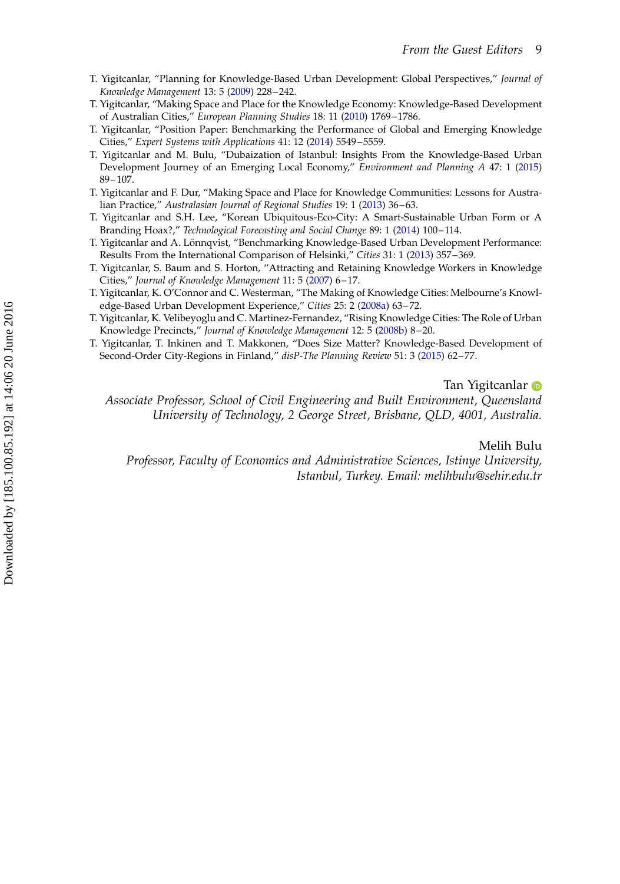T. Yigitcanlar, "Planning for Knowledge-Based Urban Development: Global Perspectives," *Journal of Knowledge Management* 13: 5 (2009) 228–242.

T. Yigitcanlar, "Making Space and Place for the Knowledge Economy: Knowledge-Based Development of Australian Cities," *European Planning Studies* 18: 11 (2010) 1769–1786.

T. Yigitcanlar, "Position Paper: Benchmarking the Performance of Global and Emerging Knowledge Cities," *Expert Systems with Applications* 41: 12 (2014) 5549–5559.

T. Yigitcanlar and M. Bulu, "Dubaization of Istanbul: Insights From the Knowledge-Based Urban Development Journey of an Emerging Local Economy," *Environment and Planning A* 47: 1 (2015) 89–107.

T. Yigitcanlar and F. Dur, "Making Space and Place for Knowledge Communities: Lessons for Australian Practice," *Australasian Journal of Regional Studies* 19: 1 (2013) 36–63.

T. Yigitcanlar and S.H. Lee, "Korean Ubiquitous-Eco-City: A Smart-Sustainable Urban Form or A Branding Hoax?," *Technological Forecasting and Social Change* 89: 1 (2014) 100–114.

T. Yigitcanlar and A. Lönnqvist, "Benchmarking Knowledge-Based Urban Development Performance: Results From the International Comparison of Helsinki," *Cities* 31: 1 (2013) 357–369.

T. Yigitcanlar, S. Baum and S. Horton, "Attracting and Retaining Knowledge Workers in Knowledge Cities," *Journal of Knowledge Management* 11: 5 (2007) 6–17.

T. Yigitcanlar, K. O'Connor and C. Westerman, "The Making of Knowledge Cities: Melbourne's Knowledge-Based Urban Development Experience," *Cities* 25: 2 (2008a) 63–72.

T. Yigitcanlar, K. Velibeyoglu and C. Martinez-Fernandez, "Rising Knowledge Cities: The Role of Urban Knowledge Precincts," *Journal of Knowledge Management* 12: 5 (2008b) 8–20.

T. Yigitcanlar, T. Inkinen and T. Makkonen, "Does Size Matter? Knowledge-Based Development of Second-Order City-Regions in Finland," *disP-The Planning Review* 51: 3 (2015) 62–77.

Tan Yigitcanlar

*Associate Professor, School of Civil Engineering and Built Environment, Queensland University of Technology, 2 George Street, Brisbane, QLD, 4001, Australia.*

Melih Bulu

*Professor, Faculty of Economics and Administrative Sciences, Istinye University, Istanbul, Turkey. Email: melihbulu@sehir.edu.tr*